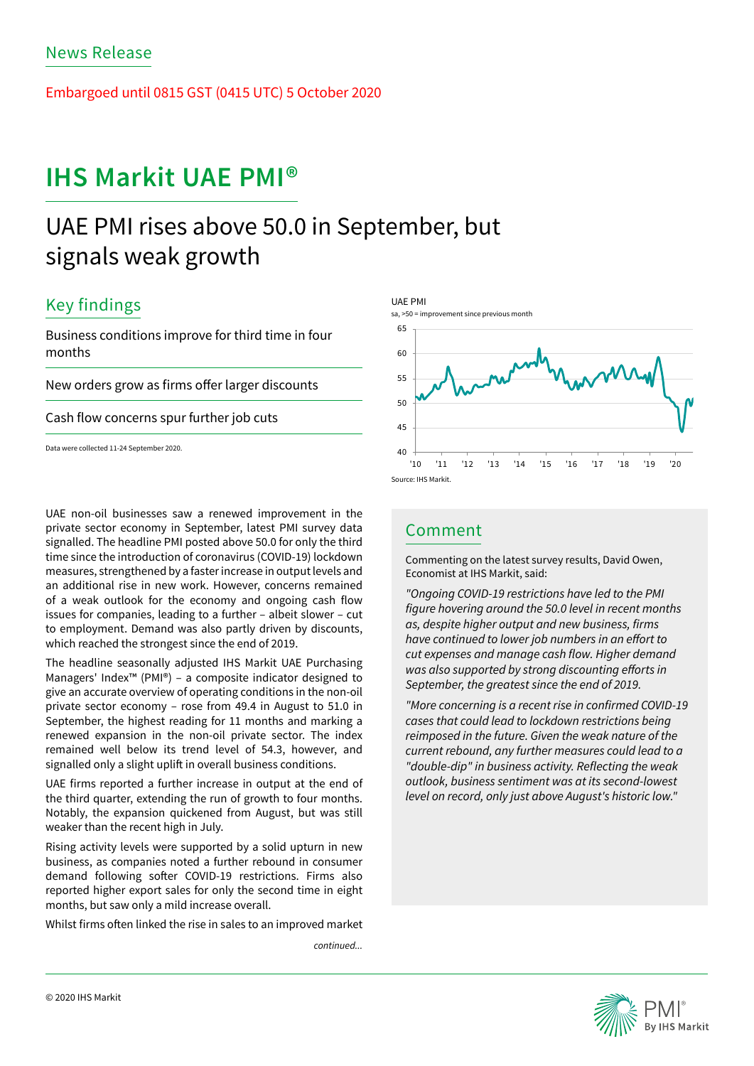News Release

Embargoed until 0815 GST (0415 UTC) 5 October 2020

# IHS Markit UAE PMI®

## UAE PMI rises above 50.0 in September, but signals weak growth

### Key findings

Business conditions improve for third time in four months

New orders grow as firms offer larger discounts

Cash flow concerns spur further job cuts

Data were collected 11-24 September 2020.

UAE PMI
sa, >50 = improvement since previous month

Source: IHS Markit.

UAE non-oil businesses saw a renewed improvement in the private sector economy in September, latest PMI survey data signalled. The headline PMI posted above 50.0 for only the third time since the introduction of coronavirus (COVID-19) lockdown measures, strengthened by a faster increase in output levels and an additional rise in new work. However, concerns remained of a weak outlook for the economy and ongoing cash flow issues for companies, leading to a further – albeit slower – cut to employment. Demand was also partly driven by discounts, which reached the strongest since the end of 2019.

The headline seasonally adjusted IHS Markit UAE Purchasing Managers' Index™ (PMI®) – a composite indicator designed to give an accurate overview of operating conditions in the non-oil private sector economy – rose from 49.4 in August to 51.0 in September, the highest reading for 11 months and marking a renewed expansion in the non-oil private sector. The index remained well below its trend level of 54.3, however, and signalled only a slight uplift in overall business conditions.

UAE firms reported a further increase in output at the end of the third quarter, extending the run of growth to four months. Notably, the expansion quickened from August, but was still weaker than the recent high in July.

Rising activity levels were supported by a solid upturn in new business, as companies noted a further rebound in consumer demand following softer COVID-19 restrictions. Firms also reported higher export sales for only the second time in eight months, but saw only a mild increase overall.

Whilst firms often linked the rise in sales to an improved market

*continued...*

### Comment

Commenting on the latest survey results, David Owen, Economist at IHS Markit, said:

*"Ongoing COVID-19 restrictions have led to the PMI figure hovering around the 50.0 level in recent months as, despite higher output and new business, firms have continued to lower job numbers in an effort to cut expenses and manage cash flow. Higher demand was also supported by strong discounting efforts in September, the greatest since the end of 2019.*

*"More concerning is a recent rise in confirmed COVID-19 cases that could lead to lockdown restrictions being reimposed in the future. Given the weak nature of the current rebound, any further measures could lead to a "double-dip" in business activity. Reflecting the weak outlook, business sentiment was at its second-lowest level on record, only just above August's historic low."*

© 2020 IHS Markit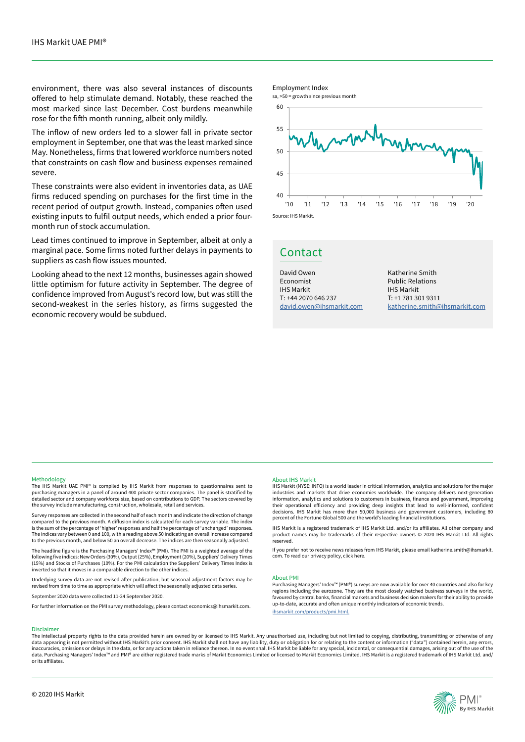environment, there was also several instances of discounts offered to help stimulate demand. Notably, these reached the most marked since last December. Cost burdens meanwhile rose for the fifth month running, albeit only mildly.

The inflow of new orders led to a slower fall in private sector employment in September, one that was the least marked since May. Nonetheless, firms that lowered workforce numbers noted that constraints on cash flow and business expenses remained severe.

These constraints were also evident in inventories data, as UAE firms reduced spending on purchases for the first time in the recent period of output growth. Instead, companies often used existing inputs to fulfil output needs, which ended a prior four-month run of stock accumulation.

Lead times continued to improve in September, albeit at only a marginal pace. Some firms noted further delays in payments to suppliers as cash flow issues mounted.

Looking ahead to the next 12 months, businesses again showed little optimism for future activity in September. The degree of confidence improved from August's record low, but was still the second-weakest in the series history, as firms suggested the economic recovery would be subdued.

Employment Index

sa, >50 = growth since previous month

60
55
50
45
40

'10 '11 '12 '13 '14 '15 '16 '17 '18 '19 '20

Source: IHS Markit.

## Contact

David Owen
Economist
IHS Markit
T: +44 2070 646 237
david.owen@ihsmarkit.com

Katherine Smith
Public Relations
IHS Markit
T: +1 781 301 9311
katherine.smith@ihsmarkit.com

### Methodology

The IHS Markit UAE PMI® is compiled by IHS Markit from responses to questionnaires sent to purchasing managers in a panel of around 400 private sector companies. The panel is stratified by detailed sector and company workforce size, based on contributions to GDP. The sectors covered by the survey include manufacturing, construction, wholesale, retail and services.

Survey responses are collected in the second half of each month and indicate the direction of change compared to the previous month. A diffusion index is calculated for each survey variable. The index is the sum of the percentage of 'higher' responses and half the percentage of 'unchanged' responses. The indices vary between 0 and 100, with a reading above 50 indicating an overall increase compared to the previous month, and below 50 an overall decrease. The indices are then seasonally adjusted.

The headline figure is the Purchasing Managers' Index™ (PMI). The PMI is a weighted average of the following five indices: New Orders (30%), Output (25%), Employment (20%), Suppliers' Delivery Times (15%) and Stocks of Purchases (10%). For the PMI calculation the Suppliers' Delivery Times Index is inverted so that it moves in a comparable direction to the other indices.

Underlying survey data are not revised after publication, but seasonal adjustment factors may be revised from time to time as appropriate which will affect the seasonally adjusted data series.

September 2020 data were collected 11-24 September 2020.

For further information on the PMI survey methodology, please contact economics@ihsmarkit.com.

### About IHS Markit

IHS Markit (NYSE: INFO) is a world leader in critical information, analytics and solutions for the major industries and markets that drive economies worldwide. The company delivers next-generation information, analytics and solutions to customers in business, finance and government, improving their operational efficiency and providing deep insights that lead to well-informed, confident decisions. IHS Markit has more than 50,000 business and government customers, including 80 percent of the Fortune Global 500 and the world's leading financial institutions.

IHS Markit is a registered trademark of IHS Markit Ltd. and/or its affiliates. All other company and product names may be trademarks of their respective owners © 2020 IHS Markit Ltd. All rights reserved.

If you prefer not to receive news releases from IHS Markit, please email katherine.smith@ihsmarkit.com. To read our privacy policy, click here.

### About PMI

Purchasing Managers' Index™ (PMI®) surveys are now available for over 40 countries and also for key regions including the eurozone. They are the most closely watched business surveys in the world, favoured by central banks, financial markets and business decision makers for their ability to provide up-to-date, accurate and often unique monthly indicators of economic trends.
ihsmarkit.com/products/pmi.html.

### Disclaimer

The intellectual property rights to the data provided herein are owned by or licensed to IHS Markit. Any unauthorised use, including but not limited to copying, distributing, transmitting or otherwise of any data appearing is not permitted without IHS Markit's prior consent. IHS Markit shall not have any liability, duty or obligation for or relating to the content or information ("data") contained herein, any errors, inaccuracies, omissions or delays in the data, or for any actions taken in reliance thereon. In no event shall IHS Markit be liable for any special, incidental, or consequential damages, arising out of the use of the data. Purchasing Managers' Index™ and PMI® are either registered trade marks of Markit Economics Limited or licensed to Markit Economics Limited. IHS Markit is a registered trademark of IHS Markit Ltd. and/or its affiliates.

© 2020 IHS Markit